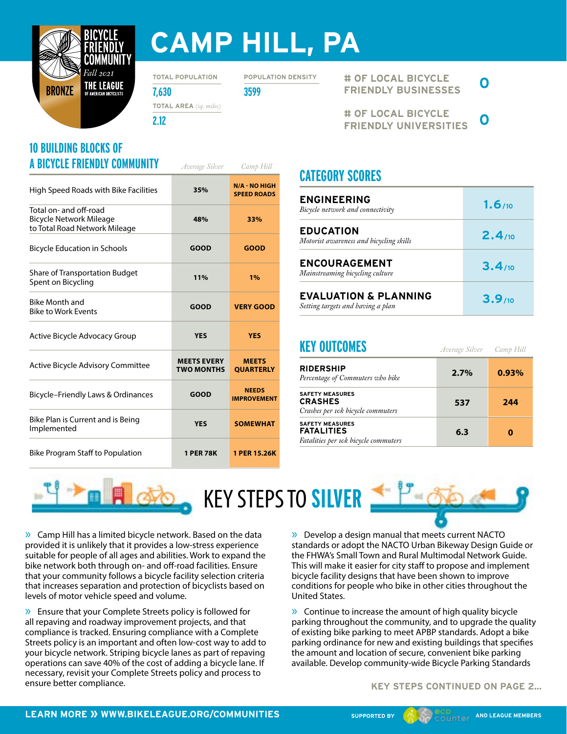# CAMP HILL, PA

BICYCLE FRIENDLY COMMUNITY
*Fall 2021*
BRONZE
THE LEAGUE OF AMERICAN BICYCLISTS

| TOTAL POPULATION | POPULATION DENSITY |
|---|---|
| 7,630 | 3599 |

TOTAL AREA *(sq. miles)*
2.12

**# OF LOCAL BICYCLE FRIENDLY BUSINESSES:** 0

**# OF LOCAL BICYCLE FRIENDLY UNIVERSITIES:** 0

## 10 BUILDING BLOCKS OF A BICYCLE FRIENDLY COMMUNITY

| | *Average Silver* | *Camp Hill* |
|---|---|---|
| High Speed Roads with Bike Facilities | 35% | N/A - NO HIGH SPEED ROADS |
| Total on- and off-road Bicycle Network Mileage to Total Road Network Mileage | 48% | 33% |
| Bicycle Education in Schools | GOOD | GOOD |
| Share of Transportation Budget Spent on Bicycling | 11% | 1% |
| Bike Month and Bike to Work Events | GOOD | VERY GOOD |
| Active Bicycle Advocacy Group | YES | YES |
| Active Bicycle Advisory Committee | MEETS EVERY TWO MONTHS | MEETS QUARTERLY |
| Bicycle–Friendly Laws & Ordinances | GOOD | NEEDS IMPROVEMENT |
| Bike Plan is Current and is Being Implemented | YES | SOMEWHAT |
| Bike Program Staff to Population | 1 PER 78K | 1 PER 15.26K |

## CATEGORY SCORES

| Category | Score |
|---|---|
| **ENGINEERING** *Bicycle network and connectivity* | 1.6/10 |
| **EDUCATION** *Motorist awareness and bicycling skills* | 2.4/10 |
| **ENCOURAGEMENT** *Mainstreaming bicycling culture* | 3.4/10 |
| **EVALUATION & PLANNING** *Setting targets and having a plan* | 3.9/10 |

## KEY OUTCOMES

| | *Average Silver* | *Camp Hill* |
|---|---|---|
| **RIDERSHIP** *Percentage of Commuters who bike* | 2.7% | 0.93% |
| SAFETY MEASURES **CRASHES** *Crashes per 10k bicycle commuters* | 537 | 244 |
| SAFETY MEASURES **FATALITIES** *Fatalities per 10k bicycle commuters* | 6.3 | 0 |

## KEY STEPS TO SILVER

» Camp Hill has a limited bicycle network. Based on the data provided it is unlikely that it provides a low-stress experience suitable for people of all ages and abilities. Work to expand the bike network both through on- and off-road facilities. Ensure that your community follows a bicycle facility selection criteria that increases separation and protection of bicyclists based on levels of motor vehicle speed and volume.

» Ensure that your Complete Streets policy is followed for all repaving and roadway improvement projects, and that compliance is tracked. Ensuring compliance with a Complete Streets policy is an important and often low-cost way to add to your bicycle network. Striping bicycle lanes as part of repaving operations can save 40% of the cost of adding a bicycle lane. If necessary, revisit your Complete Streets policy and process to ensure better compliance.

» Develop a design manual that meets current NACTO standards or adopt the NACTO Urban Bikeway Design Guide or the FHWA's Small Town and Rural Multimodal Network Guide. This will make it easier for city staff to propose and implement bicycle facility designs that have been shown to improve conditions for people who bike in other cities throughout the United States.

» Continue to increase the amount of high quality bicycle parking throughout the community, and to upgrade the quality of existing bike parking to meet APBP standards. Adopt a bike parking ordinance for new and existing buildings that specifies the amount and location of secure, convenient bike parking available. Develop community-wide Bicycle Parking Standards

KEY STEPS CONTINUED ON PAGE 2...

LEARN MORE » WWW.BIKELEAGUE.ORG/COMMUNITIES

SUPPORTED BY eco counter AND LEAGUE MEMBERS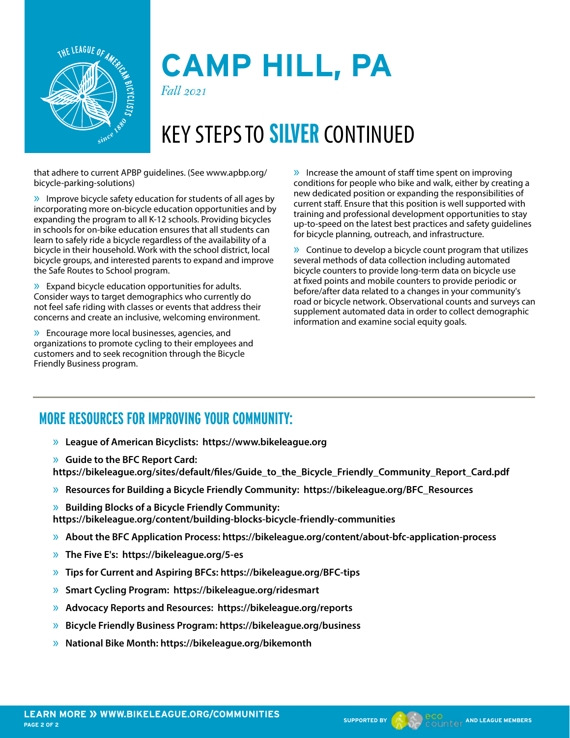# CAMP HILL, PA

*Fall 2021*

## KEY STEPS TO SILVER CONTINUED

that adhere to current APBP guidelines. (See www.apbp.org/bicycle-parking-solutions)

» Improve bicycle safety education for students of all ages by incorporating more on-bicycle education opportunities and by expanding the program to all K-12 schools. Providing bicycles in schools for on-bike education ensures that all students can learn to safely ride a bicycle regardless of the availability of a bicycle in their household. Work with the school district, local bicycle groups, and interested parents to expand and improve the Safe Routes to School program.

» Expand bicycle education opportunities for adults. Consider ways to target demographics who currently do not feel safe riding with classes or events that address their concerns and create an inclusive, welcoming environment.

» Encourage more local businesses, agencies, and organizations to promote cycling to their employees and customers and to seek recognition through the Bicycle Friendly Business program.

» Increase the amount of staff time spent on improving conditions for people who bike and walk, either by creating a new dedicated position or expanding the responsibilities of current staff. Ensure that this position is well supported with training and professional development opportunities to stay up-to-speed on the latest best practices and safety guidelines for bicycle planning, outreach, and infrastructure.

» Continue to develop a bicycle count program that utilizes several methods of data collection including automated bicycle counters to provide long-term data on bicycle use at fixed points and mobile counters to provide periodic or before/after data related to a changes in your community's road or bicycle network. Observational counts and surveys can supplement automated data in order to collect demographic information and examine social equity goals.

## MORE RESOURCES FOR IMPROVING YOUR COMMUNITY:

- **League of American Bicyclists: https://www.bikeleague.org**
- **Guide to the BFC Report Card: https://bikeleague.org/sites/default/files/Guide_to_the_Bicycle_Friendly_Community_Report_Card.pdf**
- **Resources for Building a Bicycle Friendly Community: https://bikeleague.org/BFC_Resources**
- **Building Blocks of a Bicycle Friendly Community: https://bikeleague.org/content/building-blocks-bicycle-friendly-communities**
- **About the BFC Application Process: https://bikeleague.org/content/about-bfc-application-process**
- **The Five E's: https://bikeleague.org/5-es**
- **Tips for Current and Aspiring BFCs: https://bikeleague.org/BFC-tips**
- **Smart Cycling Program: https://bikeleague.org/ridesmart**
- **Advocacy Reports and Resources: https://bikeleague.org/reports**
- **Bicycle Friendly Business Program: https://bikeleague.org/business**
- **National Bike Month: https://bikeleague.org/bikemonth**

LEARN MORE » WWW.BIKELEAGUE.ORG/COMMUNITIES

SUPPORTED BY eco counter AND LEAGUE MEMBERS